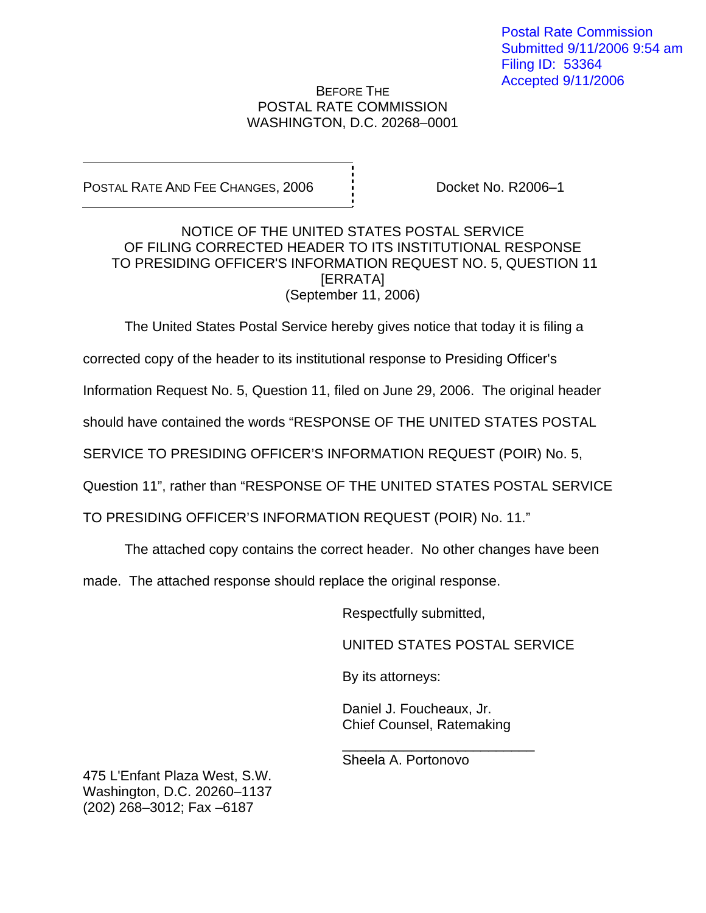Postal Rate Commission
Submitted 9/11/2006 9:54 am
Filing ID: 53364
Accepted 9/11/2006

BEFORE THE
POSTAL RATE COMMISSION
WASHINGTON, D.C. 20268–0001

POSTAL RATE AND FEE CHANGES, 2006 | Docket No. R2006–1

NOTICE OF THE UNITED STATES POSTAL SERVICE
OF FILING CORRECTED HEADER TO ITS INSTITUTIONAL RESPONSE
TO PRESIDING OFFICER'S INFORMATION REQUEST NO. 5, QUESTION 11
[ERRATA]
(September 11, 2006)

The United States Postal Service hereby gives notice that today it is filing a corrected copy of the header to its institutional response to Presiding Officer's Information Request No. 5, Question 11, filed on June 29, 2006. The original header should have contained the words "RESPONSE OF THE UNITED STATES POSTAL SERVICE TO PRESIDING OFFICER'S INFORMATION REQUEST (POIR) No. 5, Question 11", rather than "RESPONSE OF THE UNITED STATES POSTAL SERVICE TO PRESIDING OFFICER'S INFORMATION REQUEST (POIR) No. 11."

The attached copy contains the correct header. No other changes have been made. The attached response should replace the original response.

Respectfully submitted,

UNITED STATES POSTAL SERVICE

By its attorneys:

Daniel J. Foucheaux, Jr.
Chief Counsel, Ratemaking

_________________________
Sheela A. Portonovo

475 L'Enfant Plaza West, S.W.
Washington, D.C. 20260–1137
(202) 268–3012; Fax –6187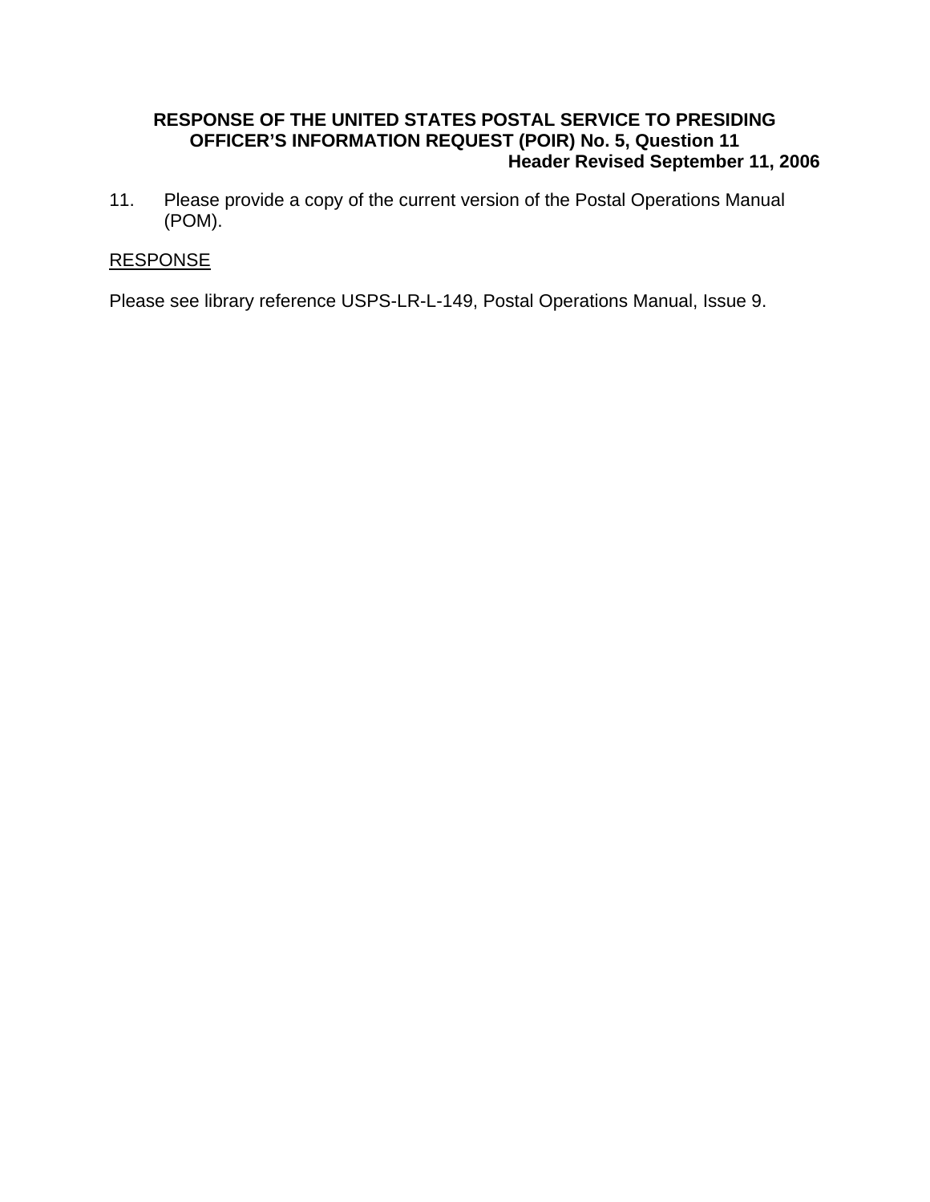**RESPONSE OF THE UNITED STATES POSTAL SERVICE TO PRESIDING OFFICER'S INFORMATION REQUEST (POIR) No. 5, Question 11**
**Header Revised September 11, 2006**

11. Please provide a copy of the current version of the Postal Operations Manual (POM).

<u>RESPONSE</u>

Please see library reference USPS-LR-L-149, Postal Operations Manual, Issue 9.